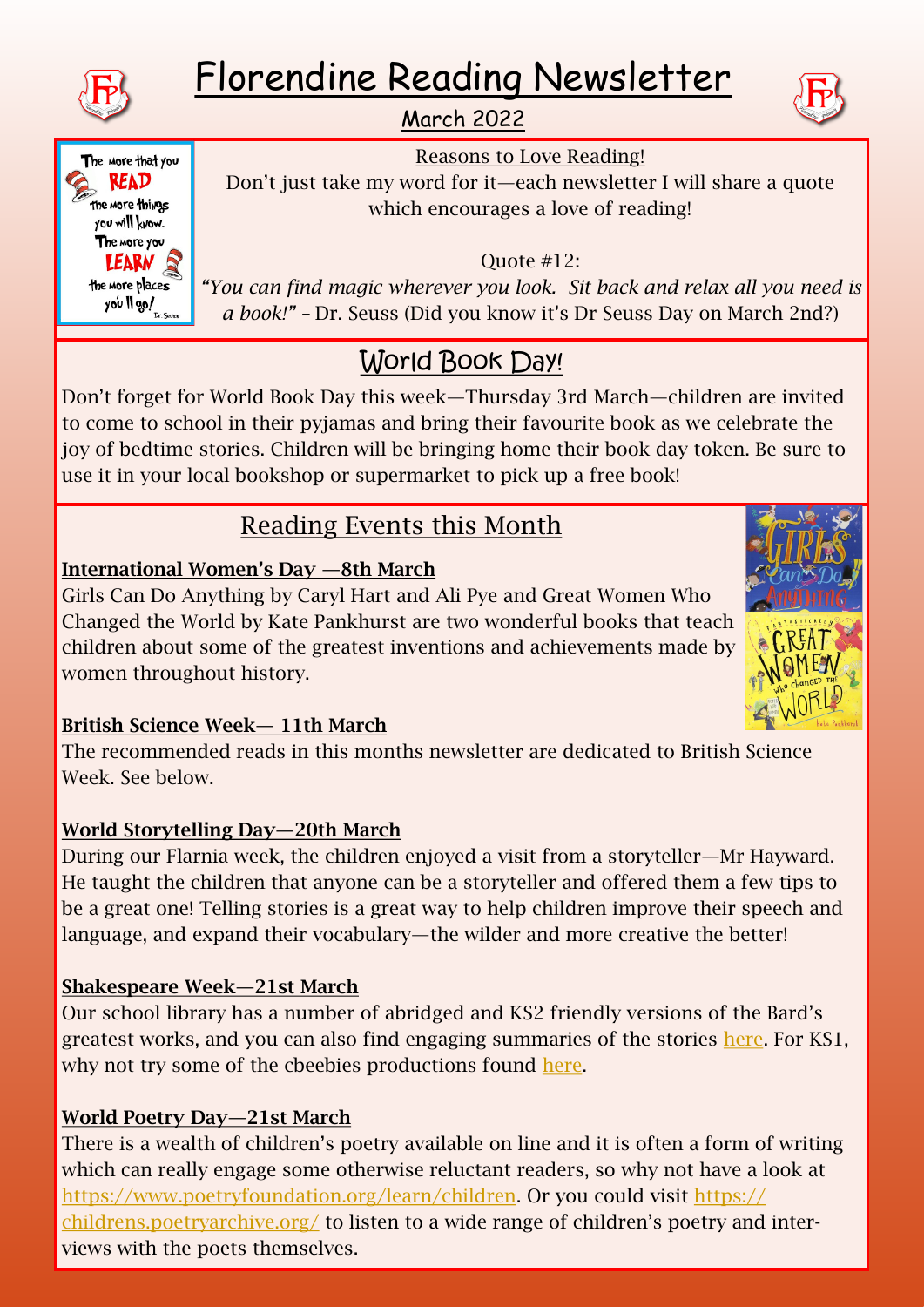# Florendine Reading Newsletter

## March 2022

Reasons to Love Reading!

Don't just take my word for it—each newsletter I will share a quote which encourages a love of reading!

Quote #12:

*"You can find magic wherever you look. Sit back and relax all you need is a book!"* – Dr. Seuss (Did you know it's Dr Seuss Day on March 2nd?)

## World Book Day!

Don't forget for World Book Day this week—Thursday 3rd March—children are invited to come to school in their pyjamas and bring their favourite book as we celebrate the joy of bedtime stories. Children will be bringing home their book day token. Be sure to use it in your local bookshop or supermarket to pick up a free book!

## Reading Events this Month

**International Women's Day —8th March**

Girls Can Do Anything by Caryl Hart and Ali Pye and Great Women Who Changed the World by Kate Pankhurst are two wonderful books that teach children about some of the greatest inventions and achievements made by women throughout history.

**British Science Week— 11th March**

The recommended reads in this months newsletter are dedicated to British Science Week. See below.

**World Storytelling Day—20th March**

During our Flarnia week, the children enjoyed a visit from a storyteller—Mr Hayward. He taught the children that anyone can be a storyteller and offered them a few tips to be a great one! Telling stories is a great way to help children improve their speech and language, and expand their vocabulary—the wilder and more creative the better!

**Shakespeare Week—21st March**

Our school library has a number of abridged and KS2 friendly versions of the Bard's greatest works, and you can also find engaging summaries of the stories here. For KS1, why not try some of the cbeebies productions found here.

**World Poetry Day—21st March**

There is a wealth of children's poetry available on line and it is often a form of writing which can really engage some otherwise reluctant readers, so why not have a look at https://www.poetryfoundation.org/learn/children. Or you could visit https://childrens.poetryarchive.org/ to listen to a wide range of children's poetry and interviews with the poets themselves.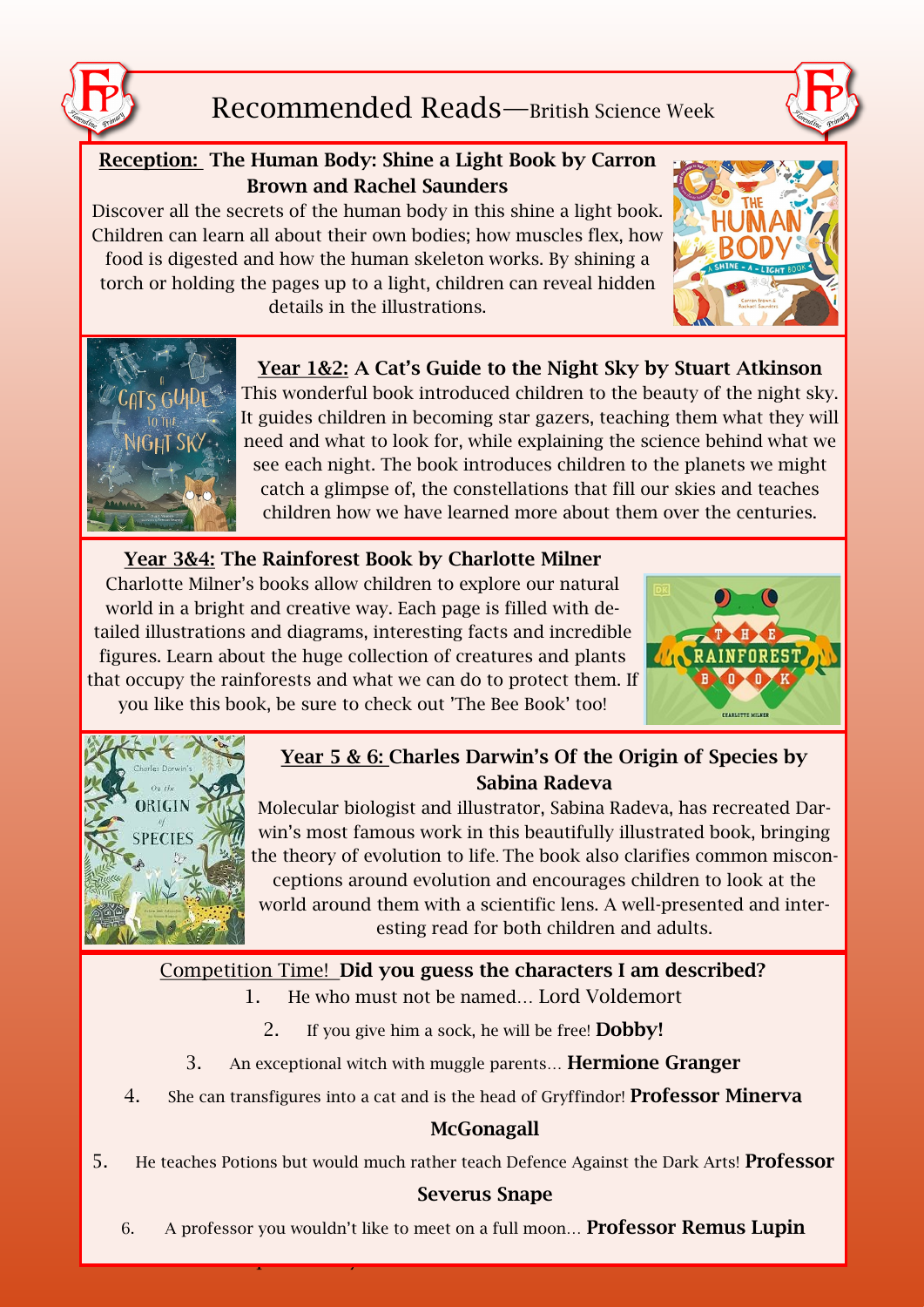# Recommended Reads—British Science Week

**Reception: The Human Body: Shine a Light Book by Carron Brown and Rachel Saunders**

Discover all the secrets of the human body in this shine a light book. Children can learn all about their own bodies; how muscles flex, how food is digested and how the human skeleton works. By shining a torch or holding the pages up to a light, children can reveal hidden details in the illustrations.

**Year 1&2: A Cat's Guide to the Night Sky by Stuart Atkinson**

This wonderful book introduced children to the beauty of the night sky. It guides children in becoming star gazers, teaching them what they will need and what to look for, while explaining the science behind what we see each night. The book introduces children to the planets we might catch a glimpse of, the constellations that fill our skies and teaches children how we have learned more about them over the centuries.

**Year 3&4: The Rainforest Book by Charlotte Milner**

Charlotte Milner's books allow children to explore our natural world in a bright and creative way. Each page is filled with detailed illustrations and diagrams, interesting facts and incredible figures. Learn about the huge collection of creatures and plants that occupy the rainforests and what we can do to protect them. If you like this book, be sure to check out 'The Bee Book' too!

**Year 5 & 6: Charles Darwin's Of the Origin of Species by Sabina Radeva**

Molecular biologist and illustrator, Sabina Radeva, has recreated Darwin's most famous work in this beautifully illustrated book, bringing the theory of evolution to life. The book also clarifies common misconceptions around evolution and encourages children to look at the world around them with a scientific lens. A well-presented and interesting read for both children and adults.

Competition Time! **Did you guess the characters I am described?**

1. He who must not be named… Lord Voldemort
2. If you give him a sock, he will be free! **Dobby!**
3. An exceptional witch with muggle parents… **Hermione Granger**
4. She can transfigures into a cat and is the head of Gryffindor! **Professor Minerva McGonagall**
5. He teaches Potions but would much rather teach Defence Against the Dark Arts! **Professor Severus Snape**
6. A professor you wouldn't like to meet on a full moon… **Professor Remus Lupin**